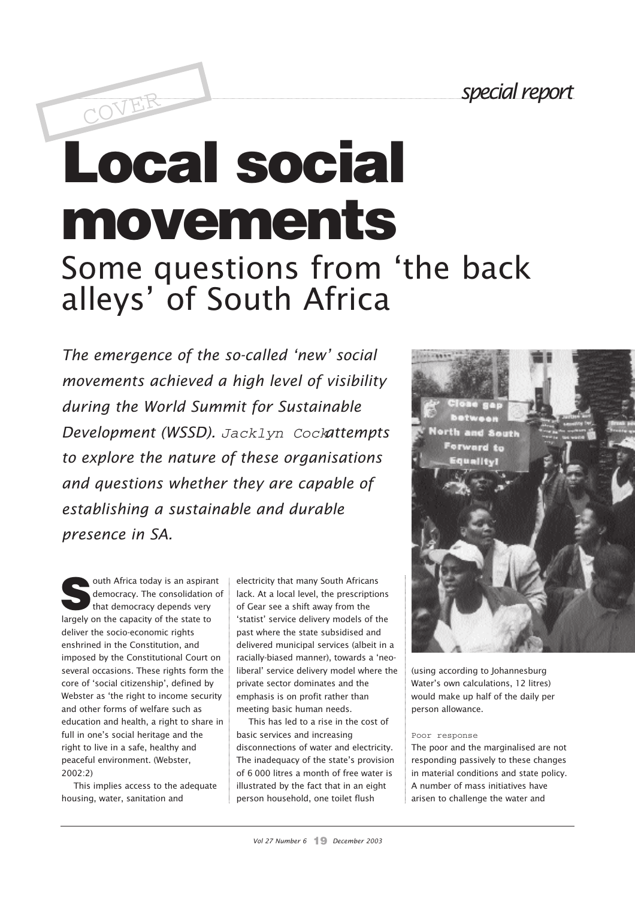COVER

*special report*

# Local social movements

## Some questions from 'the back alleys' of South Africa

*The emergence of the so-called 'new' social movements achieved a high level of visibility during the World Summit for Sustainable Development (WSSD). Jacklyn Cock attempts to explore the nature of these organisations and questions whether they are capable of establishing a sustainable and durable presence in SA.*

South Africa today is an aspirant democracy. The consolidation of that democracy depends very largely on the capacity of the state to deliver the socio-economic rights enshrined in the Constitution, and imposed by the Constitutional Court on several occasions. These rights form the core of 'social citizenship', defined by Webster as 'the right to income security and other forms of welfare such as education and health, a right to share in full in one's social heritage and the right to live in a safe, healthy and peaceful environment. (Webster, 2002:2)

This implies access to the adequate housing, water, sanitation and electricity that many South Africans lack. At a local level, the prescriptions of Gear see a shift away from the 'statist' service delivery models of the past where the state subsidised and delivered municipal services (albeit in a racially-biased manner), towards a 'neo-liberal' service delivery model where the private sector dominates and the emphasis is on profit rather than meeting basic human needs.

This has led to a rise in the cost of basic services and increasing disconnections of water and electricity. The inadequacy of the state's provision of 6 000 litres a month of free water is illustrated by the fact that in an eight person household, one toilet flush (using according to Johannesburg Water's own calculations, 12 litres) would make up half of the daily per person allowance.

### Poor response

The poor and the marginalised are not responding passively to these changes in material conditions and state policy. A number of mass initiatives have arisen to challenge the water and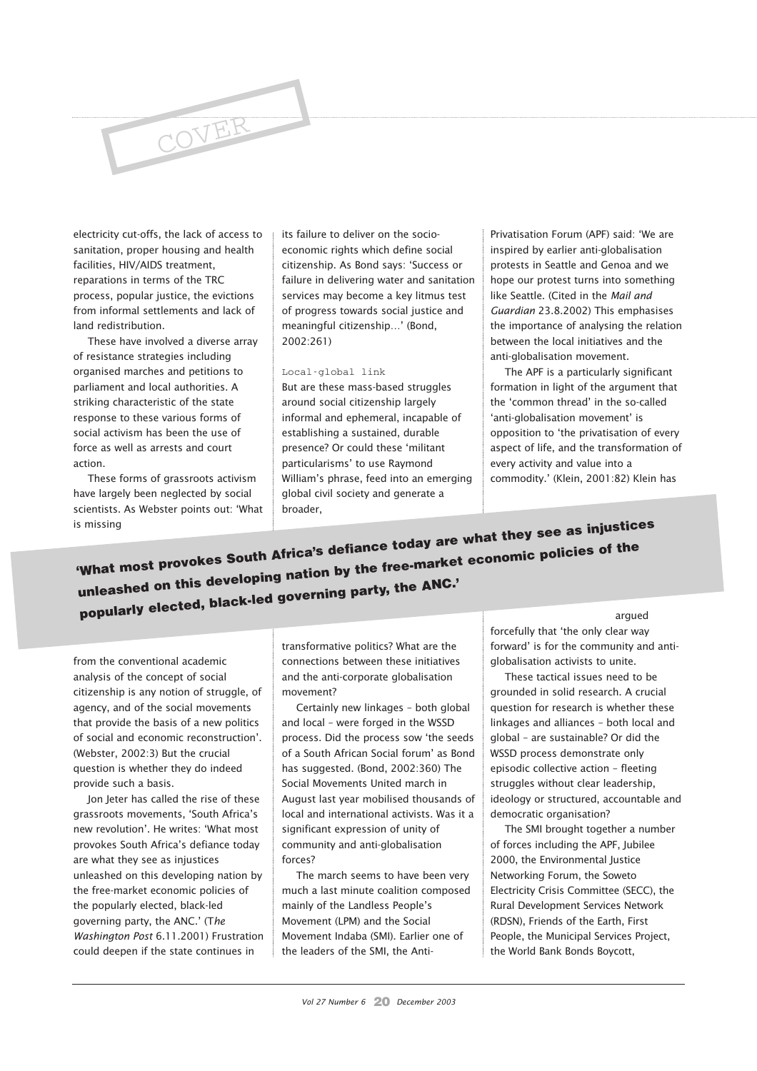electricity cut-offs, the lack of access to sanitation, proper housing and health facilities, HIV/AIDS treatment, reparations in terms of the TRC process, popular justice, the evictions from informal settlements and lack of land redistribution.

These have involved a diverse array of resistance strategies including organised marches and petitions to parliament and local authorities. A striking characteristic of the state response to these various forms of social activism has been the use of force as well as arrests and court action.

These forms of grassroots activism have largely been neglected by social scientists. As Webster points out: 'What is missing from the conventional academic analysis of the concept of social citizenship is any notion of struggle, of agency, and of the social movements that provide the basis of a new politics of social and economic reconstruction'. (Webster, 2002:3) But the crucial question is whether they do indeed provide such a basis.

Jon Jeter has called the rise of these grassroots movements, 'South Africa's new revolution'. He writes: 'What most provokes South Africa's defiance today are what they see as injustices unleashed on this developing nation by the free-market economic policies of the popularly elected, black-led governing party, the ANC.' (*The Washington Post* 6.11.2001) Frustration could deepen if the state continues in its failure to deliver on the socio-economic rights which define social citizenship. As Bond says: 'Success or failure in delivering water and sanitation services may become a key litmus test of progress towards social justice and meaningful citizenship…' (Bond, 2002:261)

**'What most provokes South Africa's defiance today are what they see as injustices unleashed on this developing nation by the free-market economic policies of the popularly elected, black-led governing party, the ANC.'**

### Local-global link

But are these mass-based struggles around social citizenship largely informal and ephemeral, incapable of establishing a sustained, durable presence? Or could these 'militant particularisms' to use Raymond William's phrase, feed into an emerging global civil society and generate a broader, transformative politics? What are the connections between these initiatives and the anti-corporate globalisation movement?

Certainly new linkages – both global and local – were forged in the WSSD process. Did the process sow 'the seeds of a South African Social forum' as Bond has suggested. (Bond, 2002:360) The Social Movements United march in August last year mobilised thousands of local and international activists. Was it a significant expression of unity of community and anti-globalisation forces?

The march seems to have been very much a last minute coalition composed mainly of the Landless People's Movement (LPM) and the Social Movement Indaba (SMI). Earlier one of the leaders of the SMI, the Anti-Privatisation Forum (APF) said: 'We are inspired by earlier anti-globalisation protests in Seattle and Genoa and we hope our protest turns into something like Seattle. (Cited in the *Mail and Guardian* 23.8.2002) This emphasises the importance of analysing the relation between the local initiatives and the anti-globalisation movement.

The APF is a particularly significant formation in light of the argument that the 'common thread' in the so-called 'anti-globalisation movement' is opposition to 'the privatisation of every aspect of life, and the transformation of every activity and value into a commodity.' (Klein, 2001:82) Klein has argued forcefully that 'the only clear way forward' is for the community and anti-globalisation activists to unite.

These tactical issues need to be grounded in solid research. A crucial question for research is whether these linkages and alliances – both local and global – are sustainable? Or did the WSSD process demonstrate only episodic collective action – fleeting struggles without clear leadership, ideology or structured, accountable and democratic organisation?

The SMI brought together a number of forces including the APF, Jubilee 2000, the Environmental Justice Networking Forum, the Soweto Electricity Crisis Committee (SECC), the Rural Development Services Network (RDSN), Friends of the Earth, First People, the Municipal Services Project, the World Bank Bonds Boycott,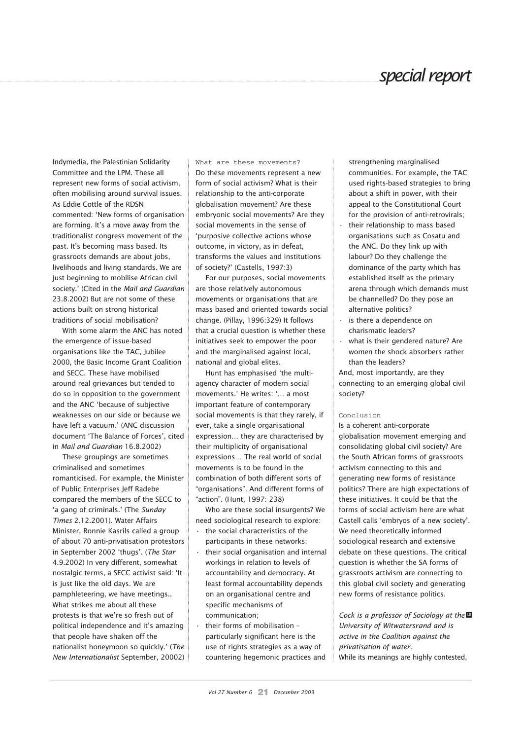Indymedia, the Palestinian Solidarity Committee and the LPM. These all represent new forms of social activism, often mobilising around survival issues. As Eddie Cottle of the RDSN commented: 'New forms of organisation are forming. It's a move away from the traditionalist congress movement of the past. It's becoming mass based. Its grassroots demands are about jobs, livelihoods and living standards. We are just beginning to mobilise African civil society.' (Cited in the *Mail and Guardian* 23.8.2002) But are not some of these actions built on strong historical traditions of social mobilisation?

With some alarm the ANC has noted the emergence of issue-based organisations like the TAC, Jubilee 2000, the Basic Income Grant Coalition and SECC. These have mobilised around real grievances but tended to do so in opposition to the government and the ANC 'because of subjective weaknesses on our side or because we have left a vacuum.' (ANC discussion document 'The Balance of Forces', cited in *Mail and Guardian* 16.8.2002)

These groupings are sometimes criminalised and sometimes romanticised. For example, the Minister of Public Enterprises Jeff Radebe compared the members of the SECC to 'a gang of criminals.' (The *Sunday Times* 2.12.2001). Water Affairs Minister, Ronnie Kasrils called a group of about 70 anti-privatisation protestors in September 2002 'thugs'. (*The Star* 4.9.2002) In very different, somewhat nostalgic terms, a SECC activist said: 'It is just like the old days. We are pamphleteering, we have meetings.. What strikes me about all these protests is that we're so fresh out of political independence and it's amazing that people have shaken off the nationalist honeymoon so quickly.' (*The New Internationalist* September, 20002)

### What are these movements?

Do these movements represent a new form of social activism? What is their relationship to the anti-corporate globalisation movement? Are these embryonic social movements? Are they social movements in the sense of 'purposive collective actions whose outcome, in victory, as in defeat, transforms the values and institutions of society?' (Castells, 1997:3)

For our purposes, social movements are those relatively autonomous movements or organisations that are mass based and oriented towards social change. (Pillay, 1996:329) It follows that a crucial question is whether these initiatives seek to empower the poor and the marginalised against local, national and global elites.

Hunt has emphasised 'the multi-agency character of modern social movements.' He writes: '… a most important feature of contemporary social movements is that they rarely, if ever, take a single organisational expression… they are characterised by their multiplicity of organisational expressions… The real world of social movements is to be found in the combination of both different sorts of "organisations". And different forms of "action". (Hunt, 1997: 238)

Who are these social insurgents? We need sociological research to explore:

- the social characteristics of the participants in these networks;
- their social organisation and internal workings in relation to levels of accountability and democracy. At least formal accountability depends on an organisational centre and specific mechanisms of communication;
- their forms of mobilisation – particularly significant here is the use of rights strategies as a way of countering hegemonic practices and strengthening marginalised communities. For example, the TAC used rights-based strategies to bring about a shift in power, with their appeal to the Constitutional Court for the provision of anti-retrovirals;
- their relationship to mass based organisations such as Cosatu and the ANC. Do they link up with labour? Do they challenge the dominance of the party which has established itself as the primary arena through which demands must be channelled? Do they pose an alternative politics?
- is there a dependence on charismatic leaders?
- what is their gendered nature? Are women the shock absorbers rather than the leaders?

And, most importantly, are they connecting to an emerging global civil society?

### Conclusion

Is a coherent anti-corporate globalisation movement emerging and consolidating global civil society? Are the South African forms of grassroots activism connecting to this and generating new forms of resistance politics? There are high expectations of these initiatives. It could be that the forms of social activism here are what Castell calls 'embryos of a new society'. We need theoretically informed sociological research and extensive debate on these questions. The critical question is whether the SA forms of grassroots activism are connecting to this global civil society and generating new forms of resistance politics.

*Cock is a professor of Sociology at the University of Witwatersrand and is active in the Coalition against the privatisation of water.*

While its meanings are highly contested,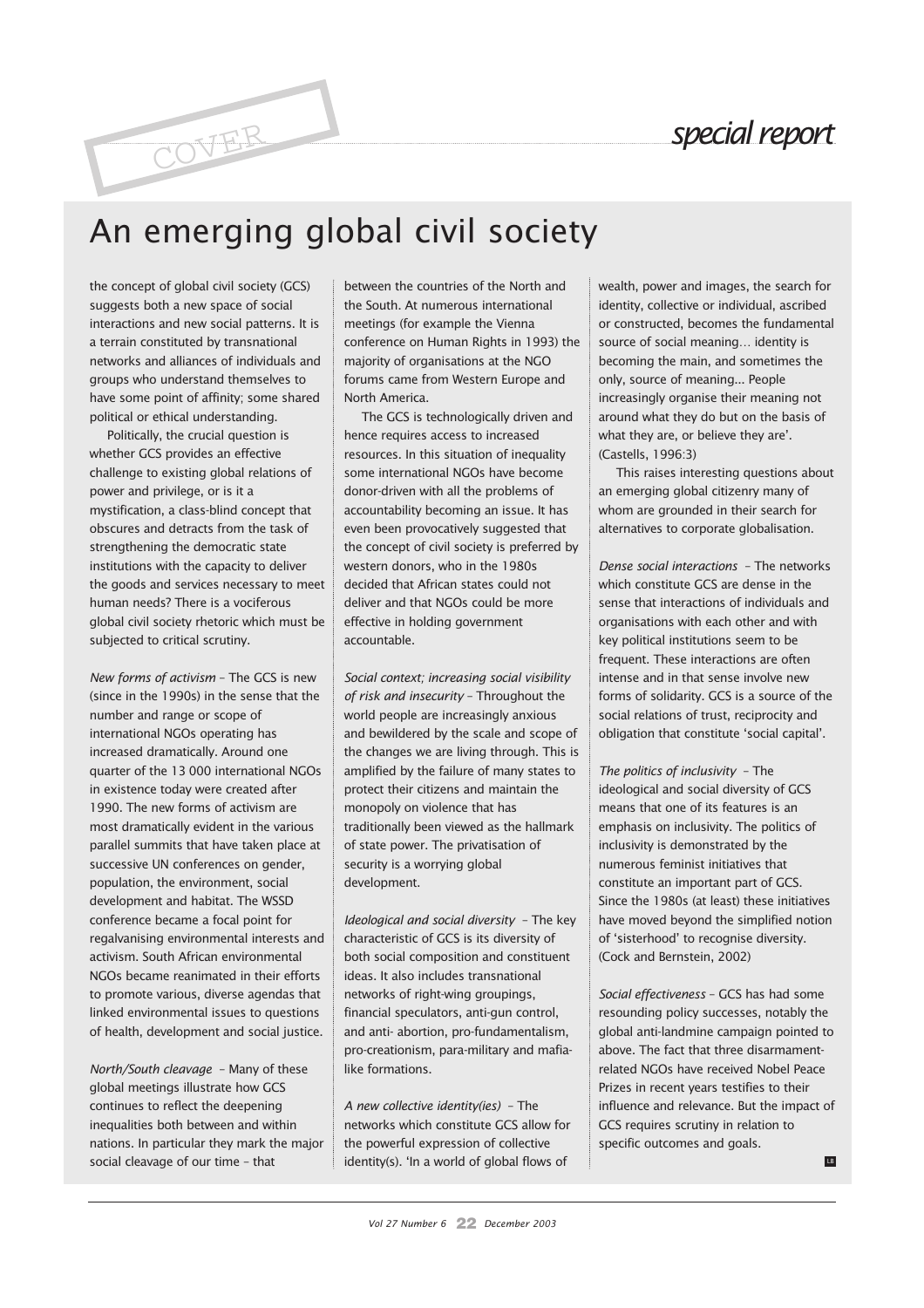# An emerging global civil society

the concept of global civil society (GCS) suggests both a new space of social interactions and new social patterns. It is a terrain constituted by transnational networks and alliances of individuals and groups who understand themselves to have some point of affinity; some shared political or ethical understanding.

Politically, the crucial question is whether GCS provides an effective challenge to existing global relations of power and privilege, or is it a mystification, a class-blind concept that obscures and detracts from the task of strengthening the democratic state institutions with the capacity to deliver the goods and services necessary to meet human needs? There is a vociferous global civil society rhetoric which must be subjected to critical scrutiny.

*New forms of activism* – The GCS is new (since in the 1990s) in the sense that the number and range or scope of international NGOs operating has increased dramatically. Around one quarter of the 13 000 international NGOs in existence today were created after 1990. The new forms of activism are most dramatically evident in the various parallel summits that have taken place at successive UN conferences on gender, population, the environment, social development and habitat. The WSSD conference became a focal point for regalvanising environmental interests and activism. South African environmental NGOs became reanimated in their efforts to promote various, diverse agendas that linked environmental issues to questions of health, development and social justice.

*North/South cleavage* – Many of these global meetings illustrate how GCS continues to reflect the deepening inequalities both between and within nations. In particular they mark the major social cleavage of our time – that between the countries of the North and the South. At numerous international meetings (for example the Vienna conference on Human Rights in 1993) the majority of organisations at the NGO forums came from Western Europe and North America.

The GCS is technologically driven and hence requires access to increased resources. In this situation of inequality some international NGOs have become donor-driven with all the problems of accountability becoming an issue. It has even been provocatively suggested that the concept of civil society is preferred by western donors, who in the 1980s decided that African states could not deliver and that NGOs could be more effective in holding government accountable.

*Social context; increasing social visibility of risk and insecurity* – Throughout the world people are increasingly anxious and bewildered by the scale and scope of the changes we are living through. This is amplified by the failure of many states to protect their citizens and maintain the monopoly on violence that has traditionally been viewed as the hallmark of state power. The privatisation of security is a worrying global development.

*Ideological and social diversity* – The key characteristic of GCS is its diversity of both social composition and constituent ideas. It also includes transnational networks of right-wing groupings, financial speculators, anti-gun control, and anti- abortion, pro-fundamentalism, pro-creationism, para-military and mafia-like formations.

*A new collective identity(ies)* – The networks which constitute GCS allow for the powerful expression of collective identity(s). 'In a world of global flows of wealth, power and images, the search for identity, collective or individual, ascribed or constructed, becomes the fundamental source of social meaning… identity is becoming the main, and sometimes the only, source of meaning... People increasingly organise their meaning not around what they do but on the basis of what they are, or believe they are'. (Castells, 1996:3)

This raises interesting questions about an emerging global citizenry many of whom are grounded in their search for alternatives to corporate globalisation.

*Dense social interactions* – The networks which constitute GCS are dense in the sense that interactions of individuals and organisations with each other and with key political institutions seem to be frequent. These interactions are often intense and in that sense involve new forms of solidarity. GCS is a source of the social relations of trust, reciprocity and obligation that constitute 'social capital'.

*The politics of inclusivity* – The ideological and social diversity of GCS means that one of its features is an emphasis on inclusivity. The politics of inclusivity is demonstrated by the numerous feminist initiatives that constitute an important part of GCS. Since the 1980s (at least) these initiatives have moved beyond the simplified notion of 'sisterhood' to recognise diversity. (Cock and Bernstein, 2002)

*Social effectiveness* – GCS has had some resounding policy successes, notably the global anti-landmine campaign pointed to above. The fact that three disarmament-related NGOs have received Nobel Peace Prizes in recent years testifies to their influence and relevance. But the impact of GCS requires scrutiny in relation to specific outcomes and goals.